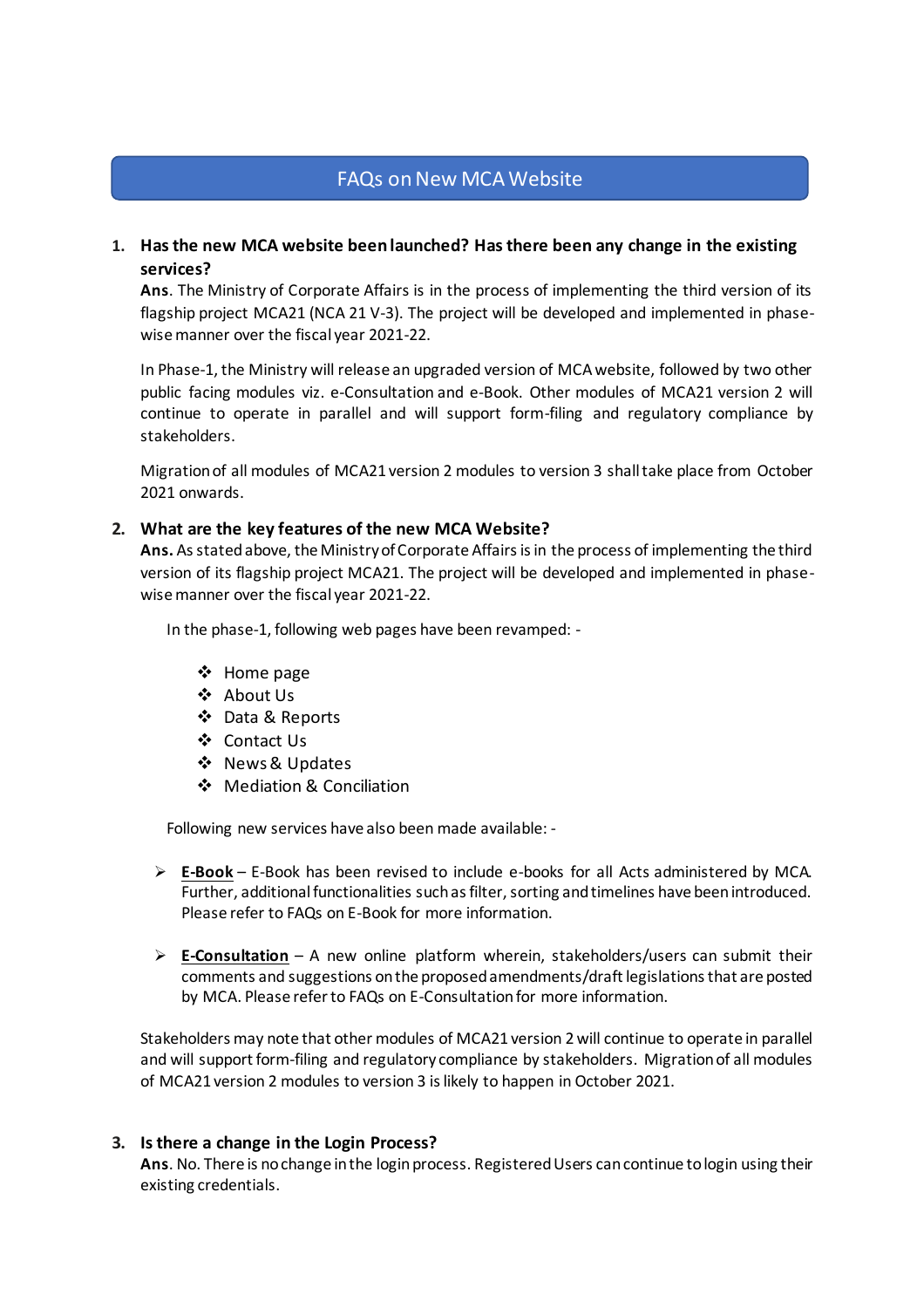# FAQs on New MCA Website

1. **Has the new MCA website been launched? Has there been any change in the existing services?**

   **Ans**. The Ministry of Corporate Affairs is in the process of implementing the third version of its flagship project MCA21 (NCA 21 V-3). The project will be developed and implemented in phase-wise manner over the fiscal year 2021-22.

   In Phase-1, the Ministry will release an upgraded version of MCA website, followed by two other public facing modules viz. e-Consultation and e-Book. Other modules of MCA21 version 2 will continue to operate in parallel and will support form-filing and regulatory compliance by stakeholders.

   Migration of all modules of MCA21 version 2 modules to version 3 shall take place from October 2021 onwards.

2. **What are the key features of the new MCA Website?**

   **Ans.** As stated above, the Ministry of Corporate Affairs is in the process of implementing the third version of its flagship project MCA21. The project will be developed and implemented in phase-wise manner over the fiscal year 2021-22.

   In the phase-1, following web pages have been revamped: -

   - Home page
   - About Us
   - Data & Reports
   - Contact Us
   - News & Updates
   - Mediation & Conciliation

   Following new services have also been made available: -

   - **E-Book** – E-Book has been revised to include e-books for all Acts administered by MCA. Further, additional functionalities such as filter, sorting and timelines have been introduced. Please refer to FAQs on E-Book for more information.

   - **E-Consultation** – A new online platform wherein, stakeholders/users can submit their comments and suggestions on the proposed amendments/draft legislations that are posted by MCA. Please refer to FAQs on E-Consultation for more information.

   Stakeholders may note that other modules of MCA21 version 2 will continue to operate in parallel and will support form-filing and regulatory compliance by stakeholders. Migration of all modules of MCA21 version 2 modules to version 3 is likely to happen in October 2021.

3. **Is there a change in the Login Process?**

   **Ans**. No. There is no change in the login process. Registered Users can continue to login using their existing credentials.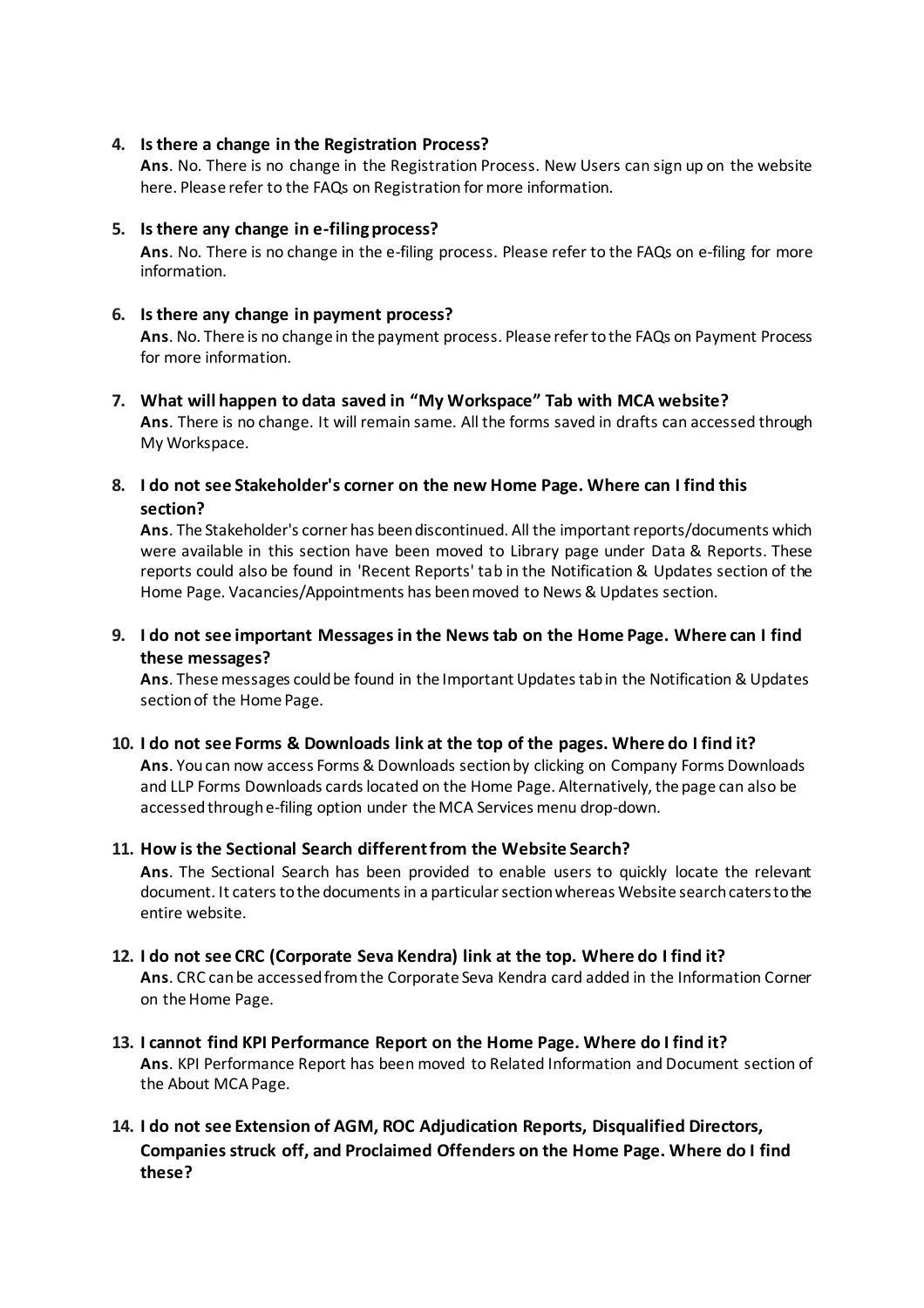4. **Is there a change in the Registration Process?**

   **Ans**. No. There is no change in the Registration Process. New Users can sign up on the website here. Please refer to the FAQs on Registration for more information.

5. **Is there any change in e-filing process?**

   **Ans**. No. There is no change in the e-filing process. Please refer to the FAQs on e-filing for more information.

6. **Is there any change in payment process?**

   **Ans**. No. There is no change in the payment process. Please refer to the FAQs on Payment Process for more information.

7. **What will happen to data saved in "My Workspace" Tab with MCA website?**

   **Ans**. There is no change. It will remain same. All the forms saved in drafts can accessed through My Workspace.

8. **I do not see Stakeholder's corner on the new Home Page. Where can I find this section?**

   **Ans**. The Stakeholder's corner has been discontinued. All the important reports/documents which were available in this section have been moved to Library page under Data & Reports. These reports could also be found in 'Recent Reports' tab in the Notification & Updates section of the Home Page. Vacancies/Appointments has been moved to News & Updates section.

9. **I do not see important Messages in the News tab on the Home Page. Where can I find these messages?**

   **Ans**. These messages could be found in the Important Updates tab in the Notification & Updates section of the Home Page.

10. **I do not see Forms & Downloads link at the top of the pages. Where do I find it?**

    **Ans**. You can now access Forms & Downloads section by clicking on Company Forms Downloads and LLP Forms Downloads cards located on the Home Page. Alternatively, the page can also be accessed through e-filing option under the MCA Services menu drop-down.

11. **How is the Sectional Search different from the Website Search?**

    **Ans**. The Sectional Search has been provided to enable users to quickly locate the relevant document. It caters to the documents in a particular section whereas Website search caters to the entire website.

12. **I do not see CRC (Corporate Seva Kendra) link at the top. Where do I find it?**

    **Ans**. CRC can be accessed from the Corporate Seva Kendra card added in the Information Corner on the Home Page.

13. **I cannot find KPI Performance Report on the Home Page. Where do I find it?**

    **Ans**. KPI Performance Report has been moved to Related Information and Document section of the About MCA Page.

14. **I do not see Extension of AGM, ROC Adjudication Reports, Disqualified Directors, Companies struck off, and Proclaimed Offenders on the Home Page. Where do I find these?**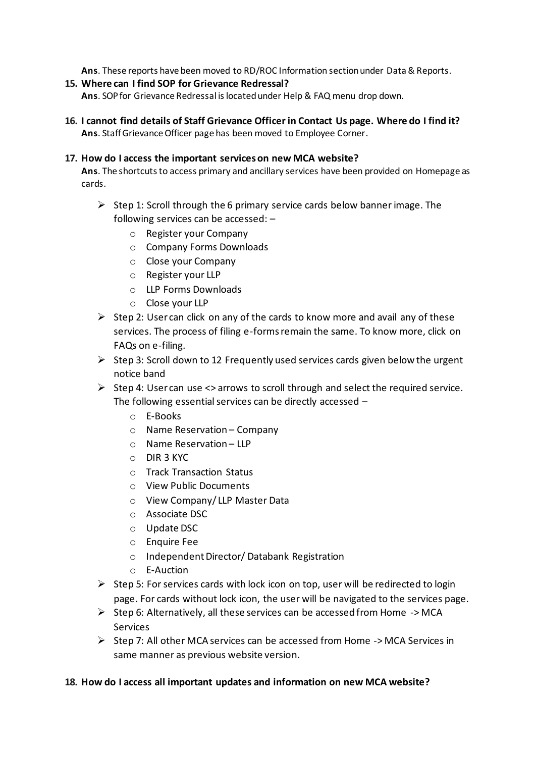**Ans**. These reports have been moved to RD/ROC Information section under Data & Reports.

15. **Where can I find SOP for Grievance Redressal?**
    **Ans**. SOP for Grievance Redressal is located under Help & FAQ menu drop down.

16. **I cannot find details of Staff Grievance Officer in Contact Us page. Where do I find it?**
    **Ans**. Staff Grievance Officer page has been moved to Employee Corner.

17. **How do I access the important services on new MCA website?**
    **Ans**. The shortcuts to access primary and ancillary services have been provided on Homepage as cards.

    - Step 1: Scroll through the 6 primary service cards below banner image. The following services can be accessed: –
        - Register your Company
        - Company Forms Downloads
        - Close your Company
        - Register your LLP
        - LLP Forms Downloads
        - Close your LLP
    - Step 2: User can click on any of the cards to know more and avail any of these services. The process of filing e-forms remain the same. To know more, click on FAQs on e-filing.
    - Step 3: Scroll down to 12 Frequently used services cards given below the urgent notice band
    - Step 4: User can use <> arrows to scroll through and select the required service. The following essential services can be directly accessed –
        - E-Books
        - Name Reservation – Company
        - Name Reservation – LLP
        - DIR 3 KYC
        - Track Transaction Status
        - View Public Documents
        - View Company/ LLP Master Data
        - Associate DSC
        - Update DSC
        - Enquire Fee
        - Independent Director/ Databank Registration
        - E-Auction
    - Step 5: For services cards with lock icon on top, user will be redirected to login page. For cards without lock icon, the user will be navigated to the services page.
    - Step 6: Alternatively, all these services can be accessed from Home -> MCA Services
    - Step 7: All other MCA services can be accessed from Home -> MCA Services in same manner as previous website version.

18. **How do I access all important updates and information on new MCA website?**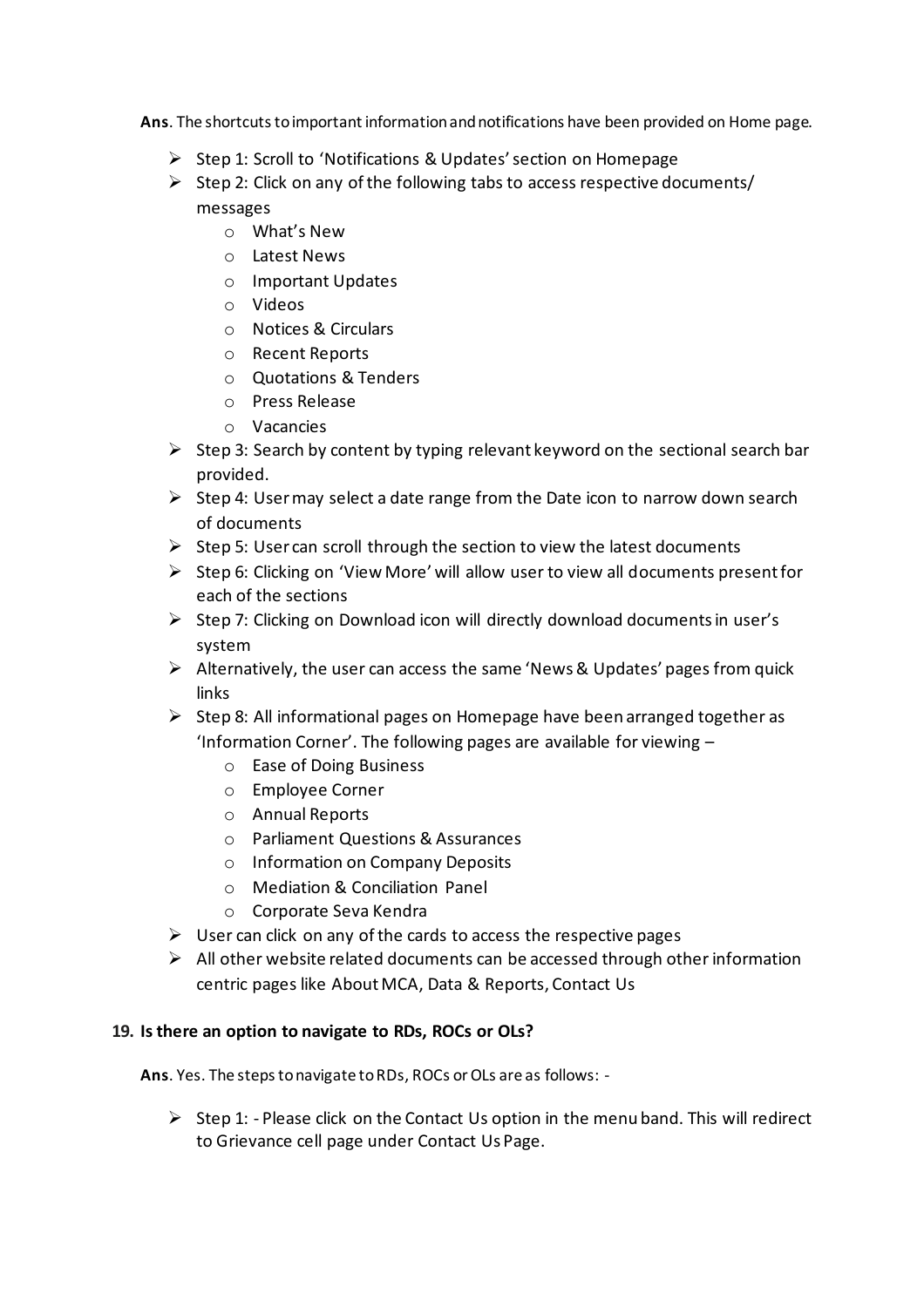**Ans**. The shortcuts to important information and notifications have been provided on Home page.

- Step 1: Scroll to 'Notifications & Updates' section on Homepage
- Step 2: Click on any of the following tabs to access respective documents/ messages
  - What's New
  - Latest News
  - Important Updates
  - Videos
  - Notices & Circulars
  - Recent Reports
  - Quotations & Tenders
  - Press Release
  - Vacancies
- Step 3: Search by content by typing relevant keyword on the sectional search bar provided.
- Step 4: User may select a date range from the Date icon to narrow down search of documents
- Step 5: User can scroll through the section to view the latest documents
- Step 6: Clicking on 'View More' will allow user to view all documents present for each of the sections
- Step 7: Clicking on Download icon will directly download documents in user's system
- Alternatively, the user can access the same 'News & Updates' pages from quick links
- Step 8: All informational pages on Homepage have been arranged together as 'Information Corner'. The following pages are available for viewing –
  - Ease of Doing Business
  - Employee Corner
  - Annual Reports
  - Parliament Questions & Assurances
  - Information on Company Deposits
  - Mediation & Conciliation Panel
  - Corporate Seva Kendra
- User can click on any of the cards to access the respective pages
- All other website related documents can be accessed through other information centric pages like About MCA, Data & Reports, Contact Us

**19. Is there an option to navigate to RDs, ROCs or OLs?**

**Ans**. Yes. The steps to navigate to RDs, ROCs or OLs are as follows: -

- Step 1: - Please click on the Contact Us option in the menu band. This will redirect to Grievance cell page under Contact Us Page.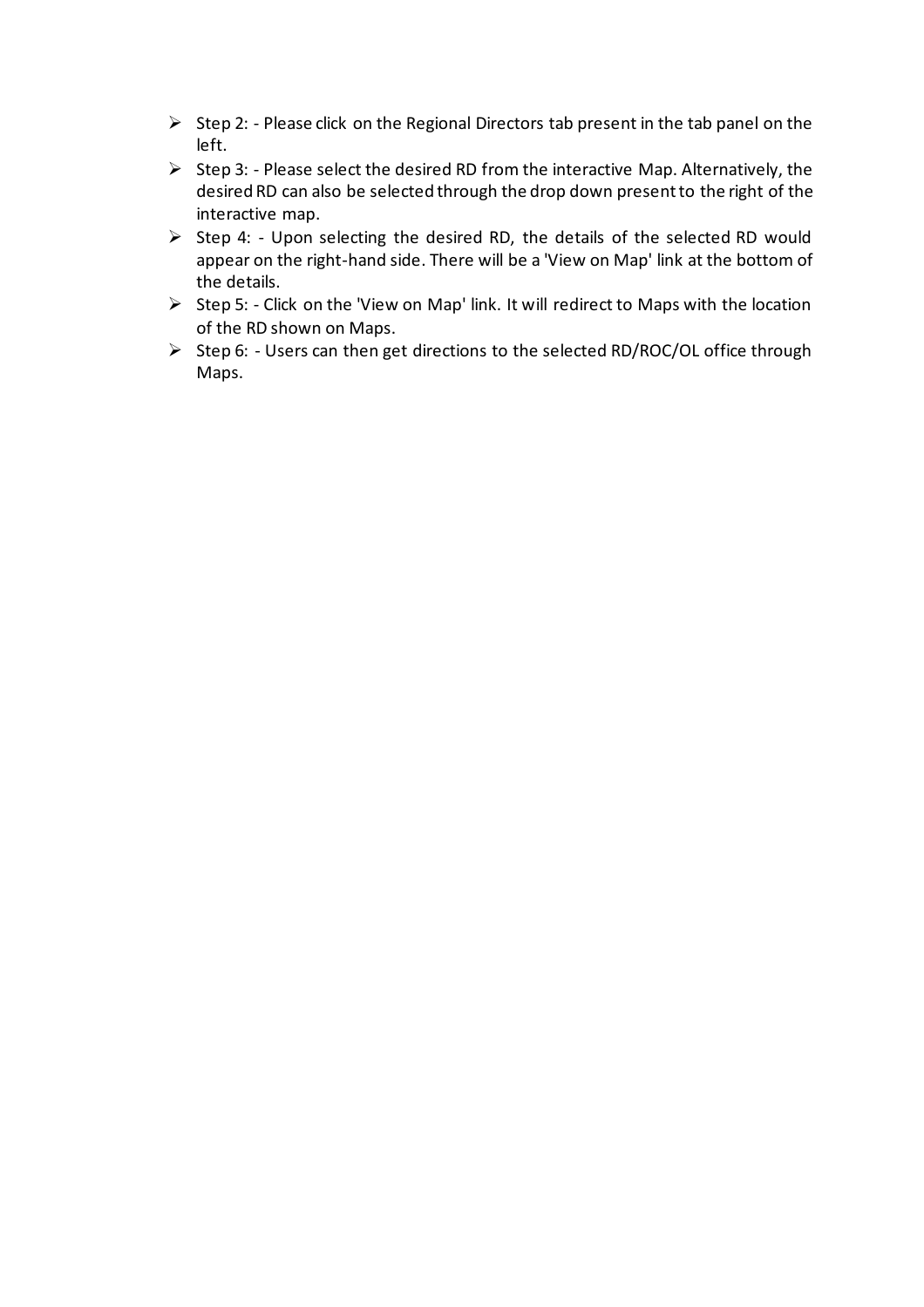- Step 2: - Please click on the Regional Directors tab present in the tab panel on the left.
- Step 3: - Please select the desired RD from the interactive Map. Alternatively, the desired RD can also be selected through the drop down present to the right of the interactive map.
- Step 4: - Upon selecting the desired RD, the details of the selected RD would appear on the right-hand side. There will be a 'View on Map' link at the bottom of the details.
- Step 5: - Click on the 'View on Map' link. It will redirect to Maps with the location of the RD shown on Maps.
- Step 6: - Users can then get directions to the selected RD/ROC/OL office through Maps.